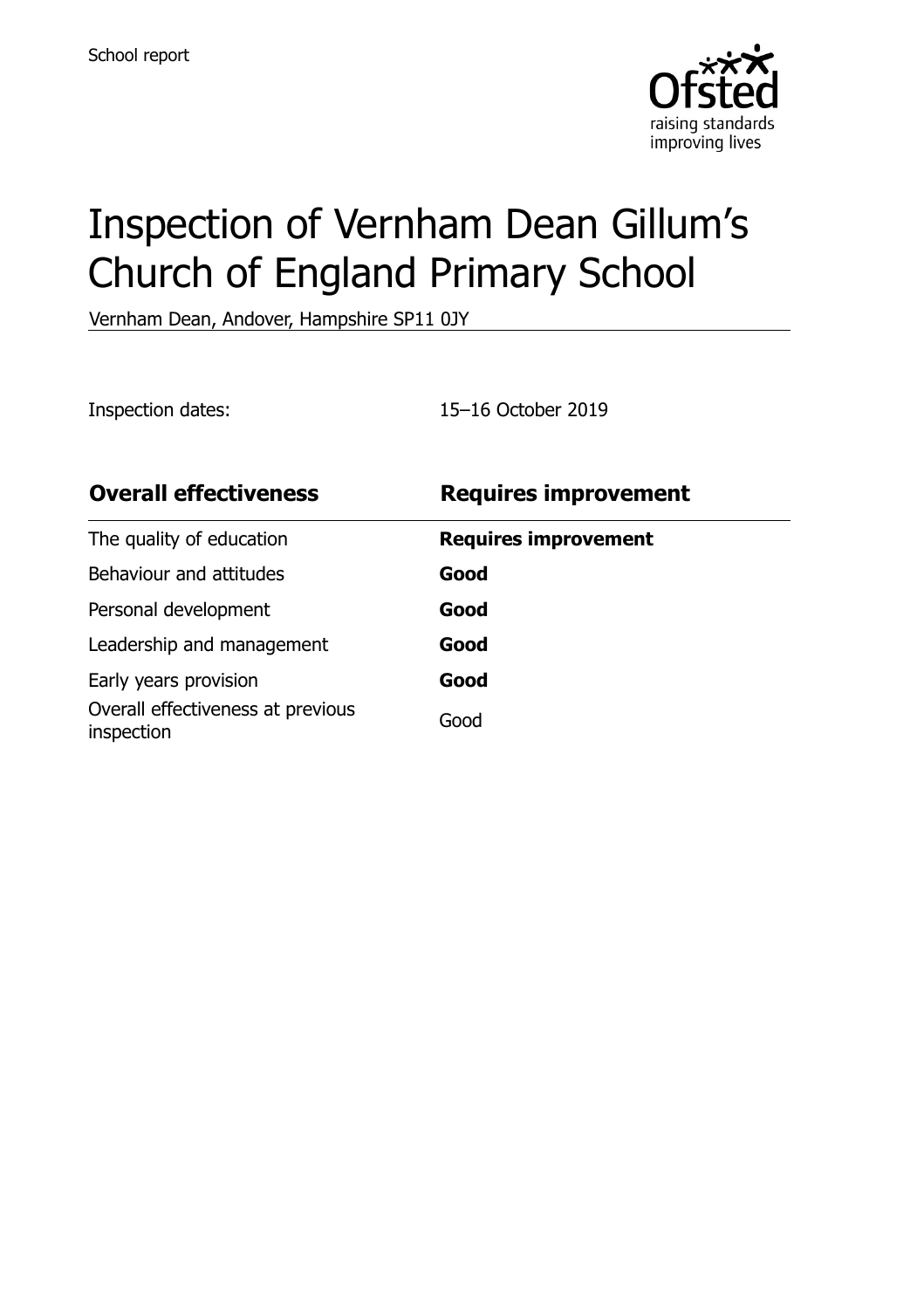School report

# Inspection of Vernham Dean Gillum's Church of England Primary School

Vernham Dean, Andover, Hampshire SP11 0JY

Inspection dates: 15–16 October 2019

| **Overall effectiveness** | **Requires improvement** |
|---|---|
| The quality of education | **Requires improvement** |
| Behaviour and attitudes | **Good** |
| Personal development | **Good** |
| Leadership and management | **Good** |
| Early years provision | **Good** |
| Overall effectiveness at previous inspection | Good |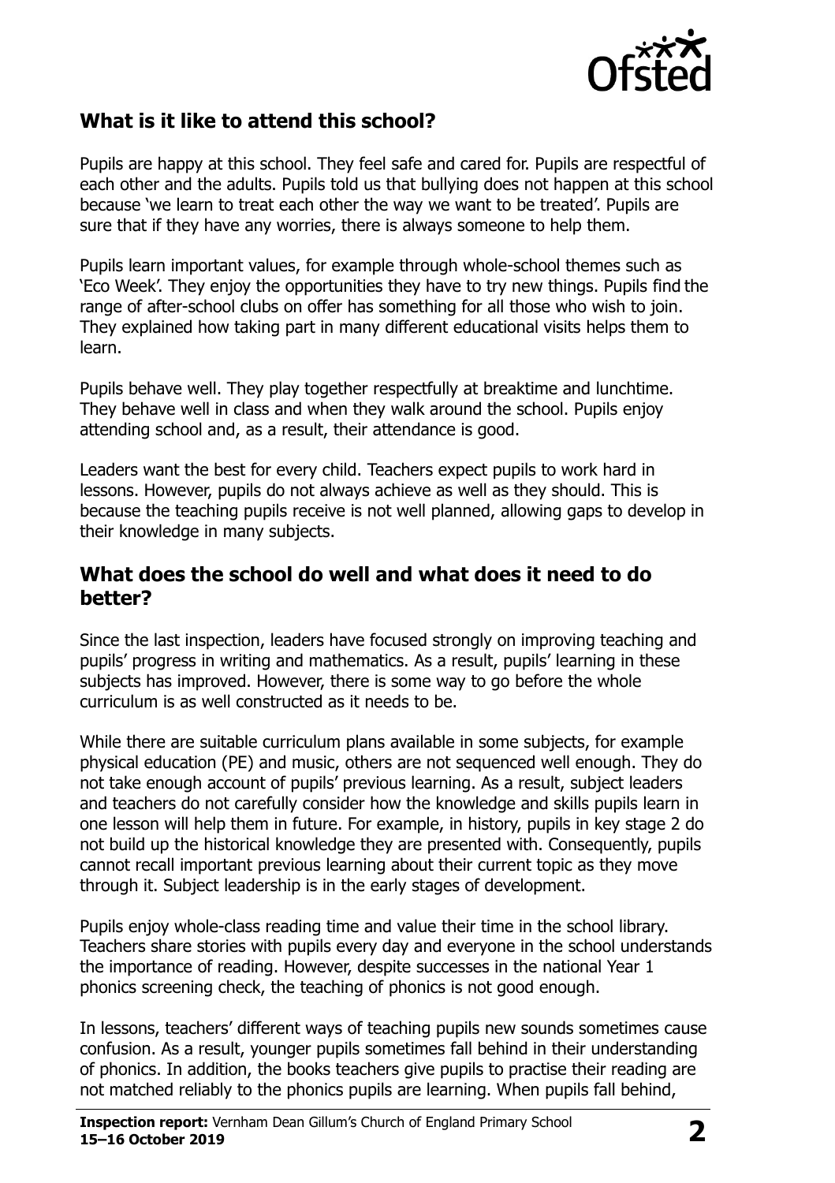## What is it like to attend this school?

Pupils are happy at this school. They feel safe and cared for. Pupils are respectful of each other and the adults. Pupils told us that bullying does not happen at this school because 'we learn to treat each other the way we want to be treated'. Pupils are sure that if they have any worries, there is always someone to help them.

Pupils learn important values, for example through whole-school themes such as 'Eco Week'. They enjoy the opportunities they have to try new things. Pupils find the range of after-school clubs on offer has something for all those who wish to join. They explained how taking part in many different educational visits helps them to learn.

Pupils behave well. They play together respectfully at breaktime and lunchtime. They behave well in class and when they walk around the school. Pupils enjoy attending school and, as a result, their attendance is good.

Leaders want the best for every child. Teachers expect pupils to work hard in lessons. However, pupils do not always achieve as well as they should. This is because the teaching pupils receive is not well planned, allowing gaps to develop in their knowledge in many subjects.

## What does the school do well and what does it need to do better?

Since the last inspection, leaders have focused strongly on improving teaching and pupils' progress in writing and mathematics. As a result, pupils' learning in these subjects has improved. However, there is some way to go before the whole curriculum is as well constructed as it needs to be.

While there are suitable curriculum plans available in some subjects, for example physical education (PE) and music, others are not sequenced well enough. They do not take enough account of pupils' previous learning. As a result, subject leaders and teachers do not carefully consider how the knowledge and skills pupils learn in one lesson will help them in future. For example, in history, pupils in key stage 2 do not build up the historical knowledge they are presented with. Consequently, pupils cannot recall important previous learning about their current topic as they move through it. Subject leadership is in the early stages of development.

Pupils enjoy whole-class reading time and value their time in the school library. Teachers share stories with pupils every day and everyone in the school understands the importance of reading. However, despite successes in the national Year 1 phonics screening check, the teaching of phonics is not good enough.

In lessons, teachers' different ways of teaching pupils new sounds sometimes cause confusion. As a result, younger pupils sometimes fall behind in their understanding of phonics. In addition, the books teachers give pupils to practise their reading are not matched reliably to the phonics pupils are learning. When pupils fall behind,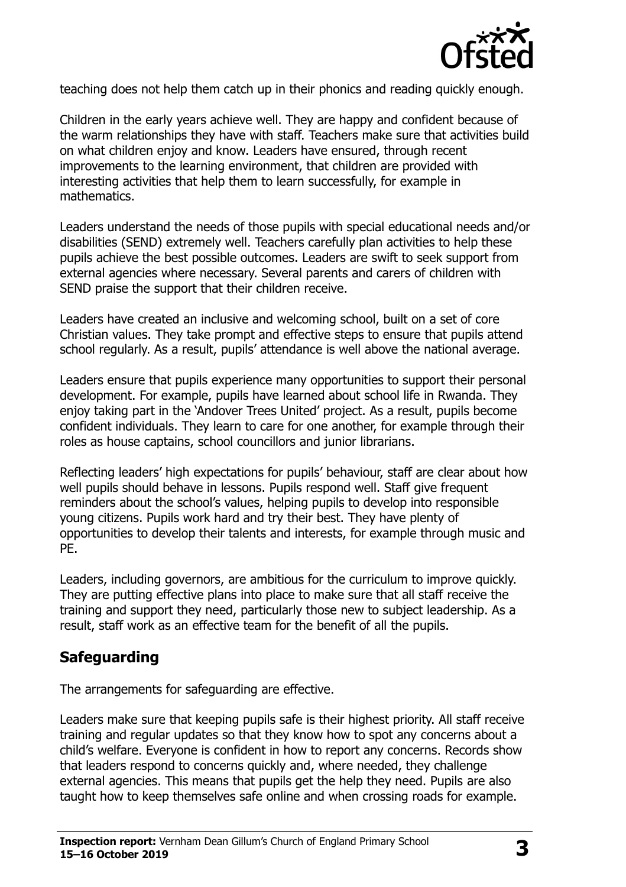teaching does not help them catch up in their phonics and reading quickly enough.

Children in the early years achieve well. They are happy and confident because of the warm relationships they have with staff. Teachers make sure that activities build on what children enjoy and know. Leaders have ensured, through recent improvements to the learning environment, that children are provided with interesting activities that help them to learn successfully, for example in mathematics.

Leaders understand the needs of those pupils with special educational needs and/or disabilities (SEND) extremely well. Teachers carefully plan activities to help these pupils achieve the best possible outcomes. Leaders are swift to seek support from external agencies where necessary. Several parents and carers of children with SEND praise the support that their children receive.

Leaders have created an inclusive and welcoming school, built on a set of core Christian values. They take prompt and effective steps to ensure that pupils attend school regularly. As a result, pupils' attendance is well above the national average.

Leaders ensure that pupils experience many opportunities to support their personal development. For example, pupils have learned about school life in Rwanda. They enjoy taking part in the 'Andover Trees United' project. As a result, pupils become confident individuals. They learn to care for one another, for example through their roles as house captains, school councillors and junior librarians.

Reflecting leaders' high expectations for pupils' behaviour, staff are clear about how well pupils should behave in lessons. Pupils respond well. Staff give frequent reminders about the school's values, helping pupils to develop into responsible young citizens. Pupils work hard and try their best. They have plenty of opportunities to develop their talents and interests, for example through music and PE.

Leaders, including governors, are ambitious for the curriculum to improve quickly. They are putting effective plans into place to make sure that all staff receive the training and support they need, particularly those new to subject leadership. As a result, staff work as an effective team for the benefit of all the pupils.

## Safeguarding

The arrangements for safeguarding are effective.

Leaders make sure that keeping pupils safe is their highest priority. All staff receive training and regular updates so that they know how to spot any concerns about a child's welfare. Everyone is confident in how to report any concerns. Records show that leaders respond to concerns quickly and, where needed, they challenge external agencies. This means that pupils get the help they need. Pupils are also taught how to keep themselves safe online and when crossing roads for example.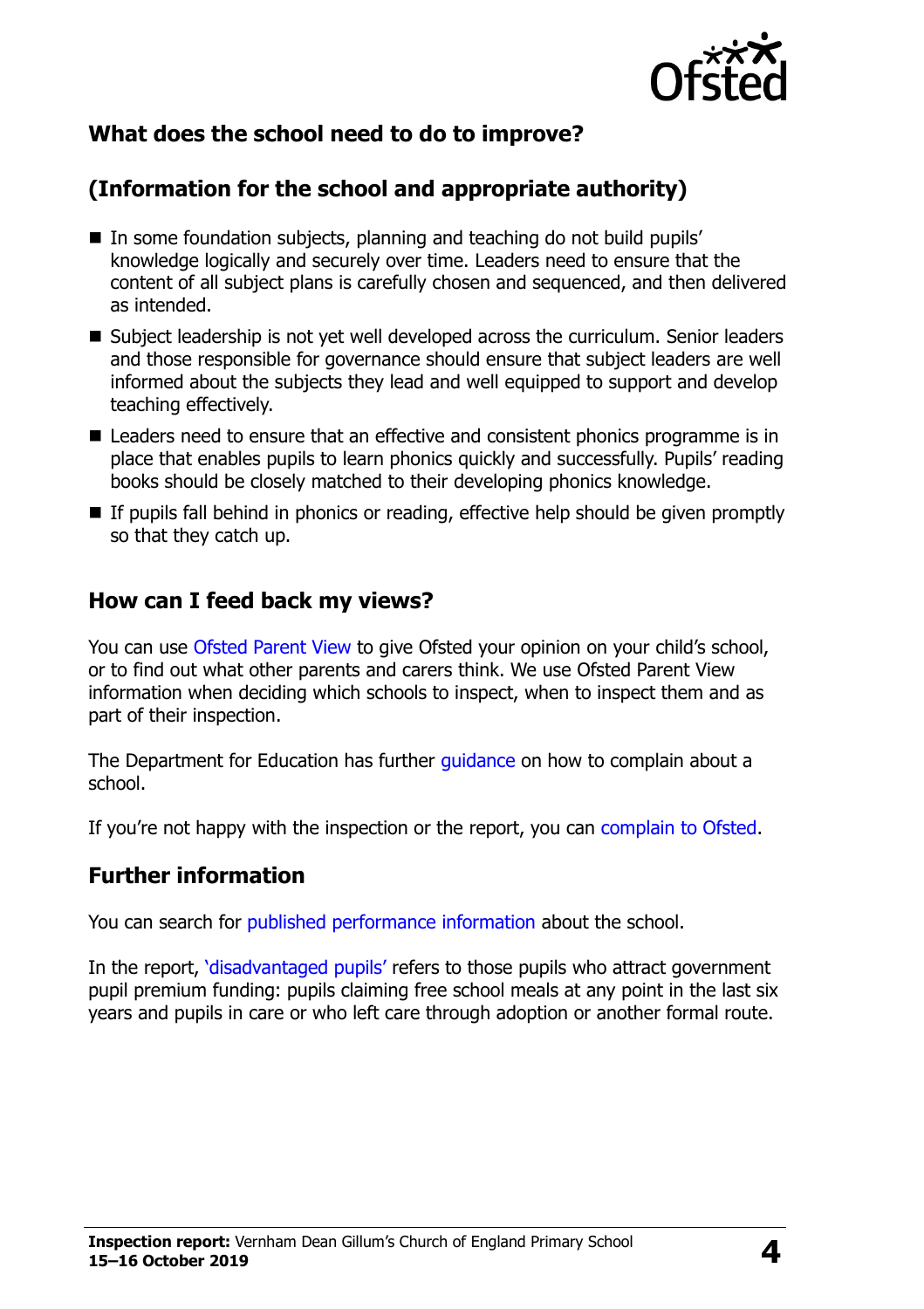## What does the school need to do to improve?

## (Information for the school and appropriate authority)

- In some foundation subjects, planning and teaching do not build pupils' knowledge logically and securely over time. Leaders need to ensure that the content of all subject plans is carefully chosen and sequenced, and then delivered as intended.
- Subject leadership is not yet well developed across the curriculum. Senior leaders and those responsible for governance should ensure that subject leaders are well informed about the subjects they lead and well equipped to support and develop teaching effectively.
- Leaders need to ensure that an effective and consistent phonics programme is in place that enables pupils to learn phonics quickly and successfully. Pupils' reading books should be closely matched to their developing phonics knowledge.
- If pupils fall behind in phonics or reading, effective help should be given promptly so that they catch up.

## How can I feed back my views?

You can use Ofsted Parent View to give Ofsted your opinion on your child's school, or to find out what other parents and carers think. We use Ofsted Parent View information when deciding which schools to inspect, when to inspect them and as part of their inspection.

The Department for Education has further guidance on how to complain about a school.

If you're not happy with the inspection or the report, you can complain to Ofsted.

## Further information

You can search for published performance information about the school.

In the report, 'disadvantaged pupils' refers to those pupils who attract government pupil premium funding: pupils claiming free school meals at any point in the last six years and pupils in care or who left care through adoption or another formal route.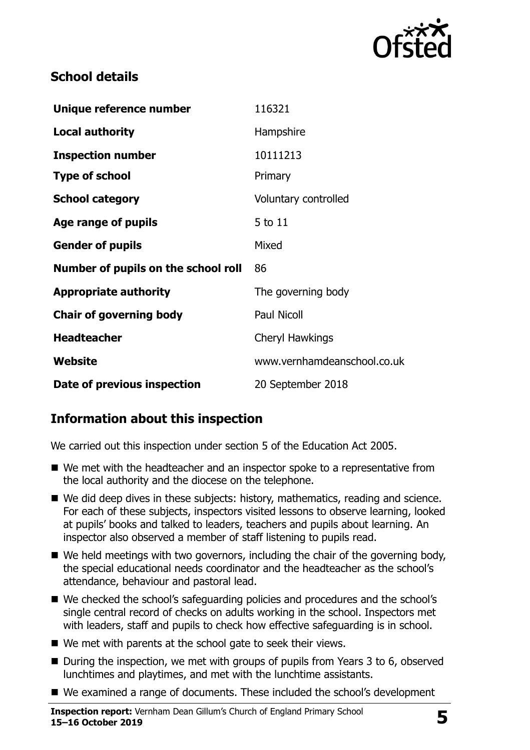## School details

| | |
|---|---|
| **Unique reference number** | 116321 |
| **Local authority** | Hampshire |
| **Inspection number** | 10111213 |
| **Type of school** | Primary |
| **School category** | Voluntary controlled |
| **Age range of pupils** | 5 to 11 |
| **Gender of pupils** | Mixed |
| **Number of pupils on the school roll** | 86 |
| **Appropriate authority** | The governing body |
| **Chair of governing body** | Paul Nicoll |
| **Headteacher** | Cheryl Hawkings |
| **Website** | www.vernhamdeanschool.co.uk |
| **Date of previous inspection** | 20 September 2018 |

## Information about this inspection

We carried out this inspection under section 5 of the Education Act 2005.

- We met with the headteacher and an inspector spoke to a representative from the local authority and the diocese on the telephone.
- We did deep dives in these subjects: history, mathematics, reading and science. For each of these subjects, inspectors visited lessons to observe learning, looked at pupils' books and talked to leaders, teachers and pupils about learning. An inspector also observed a member of staff listening to pupils read.
- We held meetings with two governors, including the chair of the governing body, the special educational needs coordinator and the headteacher as the school's attendance, behaviour and pastoral lead.
- We checked the school's safeguarding policies and procedures and the school's single central record of checks on adults working in the school. Inspectors met with leaders, staff and pupils to check how effective safeguarding is in school.
- We met with parents at the school gate to seek their views.
- During the inspection, we met with groups of pupils from Years 3 to 6, observed lunchtimes and playtimes, and met with the lunchtime assistants.
- We examined a range of documents. These included the school's development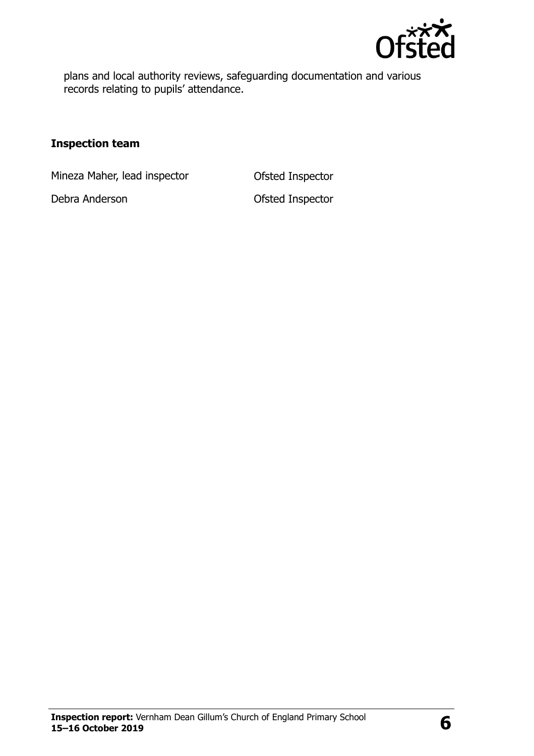plans and local authority reviews, safeguarding documentation and various records relating to pupils' attendance.

### Inspection team

| | |
|---|---|
| Mineza Maher, lead inspector | Ofsted Inspector |
| Debra Anderson | Ofsted Inspector |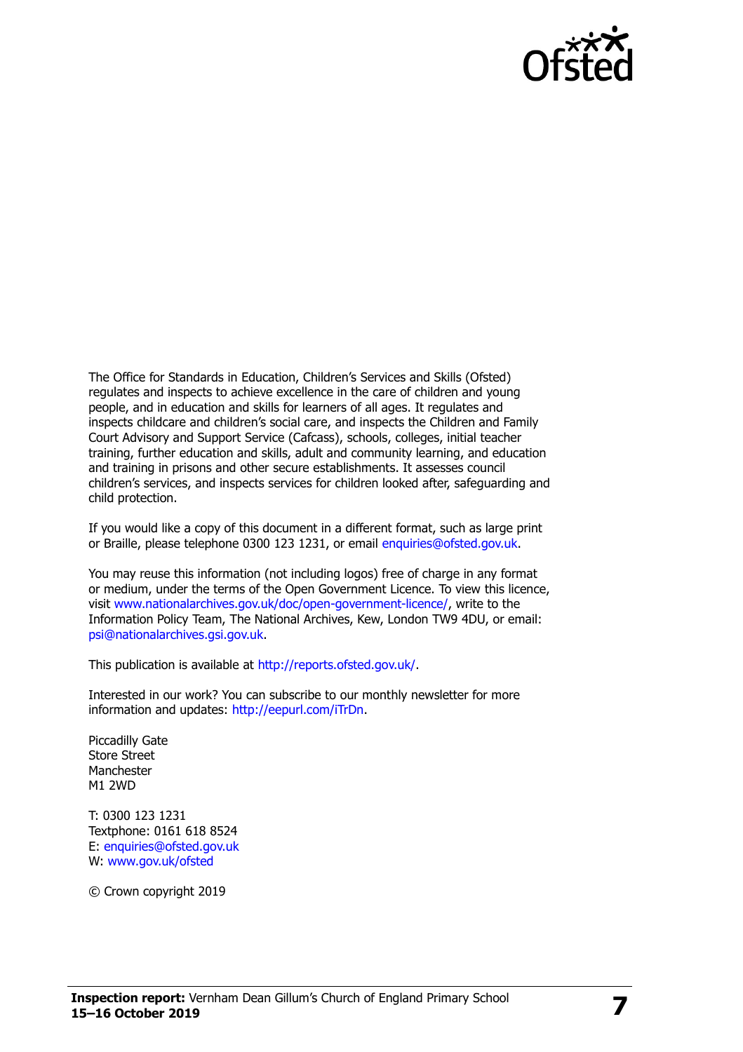The Office for Standards in Education, Children's Services and Skills (Ofsted) regulates and inspects to achieve excellence in the care of children and young people, and in education and skills for learners of all ages. It regulates and inspects childcare and children's social care, and inspects the Children and Family Court Advisory and Support Service (Cafcass), schools, colleges, initial teacher training, further education and skills, adult and community learning, and education and training in prisons and other secure establishments. It assesses council children's services, and inspects services for children looked after, safeguarding and child protection.

If you would like a copy of this document in a different format, such as large print or Braille, please telephone 0300 123 1231, or email enquiries@ofsted.gov.uk.

You may reuse this information (not including logos) free of charge in any format or medium, under the terms of the Open Government Licence. To view this licence, visit www.nationalarchives.gov.uk/doc/open-government-licence/, write to the Information Policy Team, The National Archives, Kew, London TW9 4DU, or email: psi@nationalarchives.gsi.gov.uk.

This publication is available at http://reports.ofsted.gov.uk/.

Interested in our work? You can subscribe to our monthly newsletter for more information and updates: http://eepurl.com/iTrDn.

Piccadilly Gate  
Store Street  
Manchester  
M1 2WD

T: 0300 123 1231  
Textphone: 0161 618 8524  
E: enquiries@ofsted.gov.uk  
W: www.gov.uk/ofsted

© Crown copyright 2019